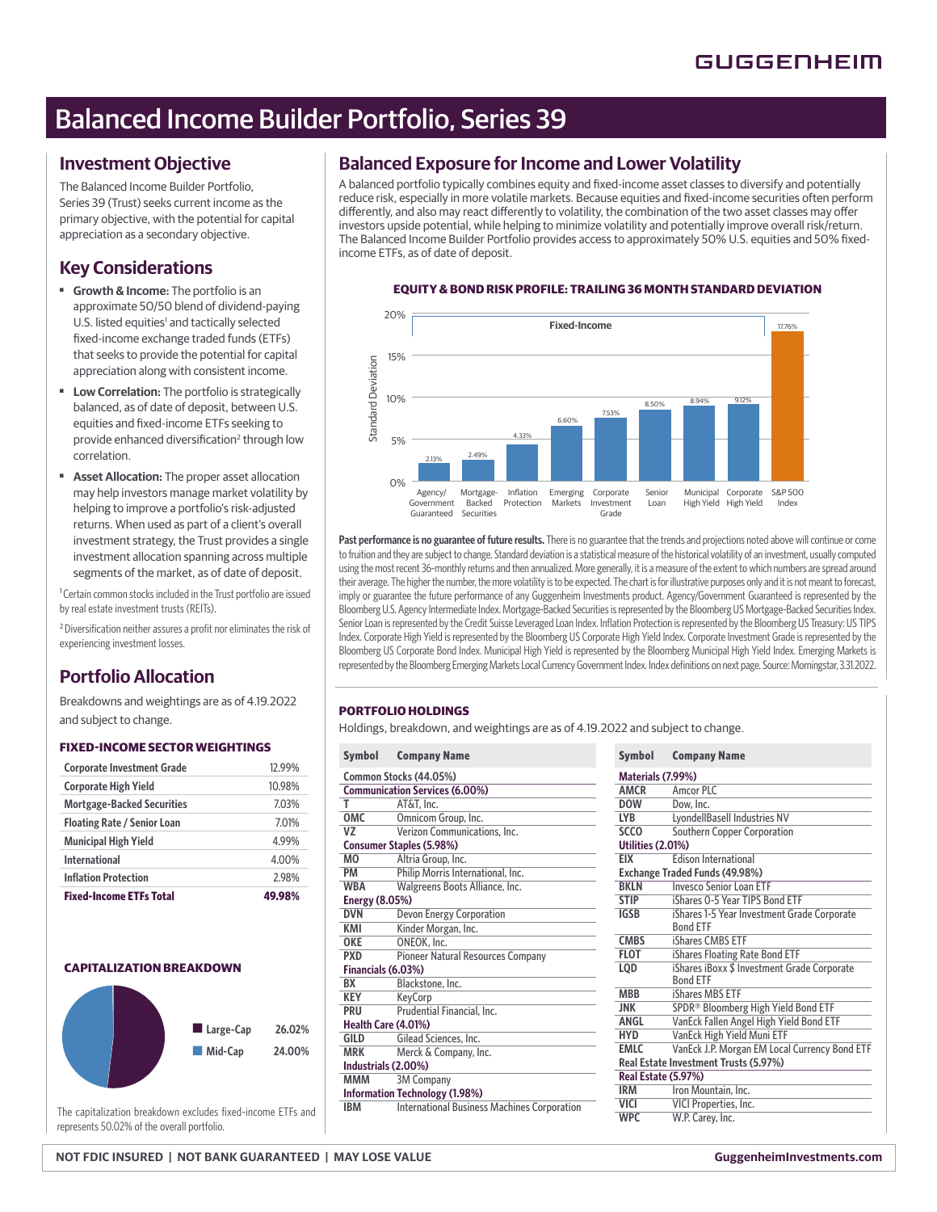GUGGENHEIM

# Balanced Income Builder Portfolio, Series 39

## Investment Objective

The Balanced Income Builder Portfolio, Series 39 (Trust) seeks current income as the primary objective, with the potential for capital appreciation as a secondary objective.

## Key Considerations

- **Growth & Income:** The portfolio is an approximate 50/50 blend of dividend-paying U.S. listed equities[1] and tactically selected fixed-income exchange traded funds (ETFs) that seeks to provide the potential for capital appreciation along with consistent income.
- **Low Correlation:** The portfolio is strategically balanced, as of date of deposit, between U.S. equities and fixed-income ETFs seeking to provide enhanced diversification[2] through low correlation.
- **Asset Allocation:** The proper asset allocation may help investors manage market volatility by helping to improve a portfolio's risk-adjusted returns. When used as part of a client's overall investment strategy, the Trust provides a single investment allocation spanning across multiple segments of the market, as of date of deposit.

[1] Certain common stocks included in the Trust portfolio are issued by real estate investment trusts (REITs).

[2] Diversification neither assures a profit nor eliminates the risk of experiencing investment losses.

## Portfolio Allocation

Breakdowns and weightings are as of 4.19.2022 and subject to change.

### FIXED-INCOME SECTOR WEIGHTINGS

| Sector | Weighting |
|---|---|
| Corporate Investment Grade | 12.99% |
| Corporate High Yield | 10.98% |
| Mortgage-Backed Securities | 7.03% |
| Floating Rate / Senior Loan | 7.01% |
| Municipal High Yield | 4.99% |
| International | 4.00% |
| Inflation Protection | 2.98% |
| **Fixed-Income ETFs Total** | **49.98%** |

### CAPITALIZATION BREAKDOWN

| Capitalization | Weighting |
|---|---|
| Large-Cap | 26.02% |
| Mid-Cap | 24.00% |

The capitalization breakdown excludes fixed-income ETFs and represents 50.02% of the overall portfolio.

## Balanced Exposure for Income and Lower Volatility

A balanced portfolio typically combines equity and fixed-income asset classes to diversify and potentially reduce risk, especially in more volatile markets. Because equities and fixed-income securities often perform differently, and also may react differently to volatility, the combination of the two asset classes may offer investors upside potential, while helping to minimize volatility and potentially improve overall risk/return. The Balanced Income Builder Portfolio provides access to approximately 50% U.S. equities and 50% fixed-income ETFs, as of date of deposit.

### EQUITY & BOND RISK PROFILE: TRAILING 36 MONTH STANDARD DEVIATION

| Asset Class | Standard Deviation |
|---|---|
| Agency/Government Guaranteed (Fixed-Income) | 2.13% |
| Mortgage-Backed Securities (Fixed-Income) | 2.49% |
| Inflation Protection (Fixed-Income) | 4.33% |
| Emerging Markets (Fixed-Income) | 6.60% |
| Corporate Investment Grade (Fixed-Income) | 7.53% |
| Senior Loan (Fixed-Income) | 8.50% |
| Municipal High Yield (Fixed-Income) | 8.94% |
| Corporate High Yield (Fixed-Income) | 9.12% |
| S&P 500 Index | 17.76% |

**Past performance is no guarantee of future results.** There is no guarantee that the trends and projections noted above will continue or come to fruition and they are subject to change. Standard deviation is a statistical measure of the historical volatility of an investment, usually computed using the most recent 36-monthly returns and then annualized. More generally, it is a measure of the extent to which numbers are spread around their average. The higher the number, the more volatility is to be expected. The chart is for illustrative purposes only and it is not meant to forecast, imply or guarantee the future performance of any Guggenheim Investments product. Agency/Government Guaranteed is represented by the Bloomberg U.S. Agency Intermediate Index. Mortgage-Backed Securities is represented by the Bloomberg US Mortgage-Backed Securities Index. Senior Loan is represented by the Credit Suisse Leveraged Loan Index. Inflation Protection is represented by the Bloomberg US Treasury: US TIPS Index. Corporate High Yield is represented by the Bloomberg US Corporate High Yield Index. Corporate Investment Grade is represented by the Bloomberg US Corporate Bond Index. Municipal High Yield is represented by the Bloomberg Municipal High Yield Index. Emerging Markets is represented by the Bloomberg Emerging Markets Local Currency Government Index. Index definitions on next page. Source: Morningstar, 3.31.2022.

### PORTFOLIO HOLDINGS

Holdings, breakdown, and weightings are as of 4.19.2022 and subject to change.

| Symbol | Company Name |
|---|---|
| **Common Stocks (44.05%)** | |
| **Communication Services (6.00%)** | |
| T | AT&T, Inc. |
| OMC | Omnicom Group, Inc. |
| VZ | Verizon Communications, Inc. |
| **Consumer Staples (5.98%)** | |
| MO | Altria Group, Inc. |
| PM | Philip Morris International, Inc. |
| WBA | Walgreens Boots Alliance, Inc. |
| **Energy (8.05%)** | |
| DVN | Devon Energy Corporation |
| KMI | Kinder Morgan, Inc. |
| OKE | ONEOK, Inc. |
| PXD | Pioneer Natural Resources Company |
| **Financials (6.03%)** | |
| BX | Blackstone, Inc. |
| KEY | KeyCorp |
| PRU | Prudential Financial, Inc. |
| **Health Care (4.01%)** | |
| GILD | Gilead Sciences, Inc. |
| MRK | Merck & Company, Inc. |
| **Industrials (2.00%)** | |
| MMM | 3M Company |
| **Information Technology (1.98%)** | |
| IBM | International Business Machines Corporation |
| **Materials (7.99%)** | |
| AMCR | Amcor PLC |
| DOW | Dow, Inc. |
| LYB | LyondellBasell Industries NV |
| SCCO | Southern Copper Corporation |
| **Utilities (2.01%)** | |
| EIX | Edison International |
| **Exchange Traded Funds (49.98%)** | |
| BKLN | Invesco Senior Loan ETF |
| STIP | iShares 0-5 Year TIPS Bond ETF |
| IGSB | iShares 1-5 Year Investment Grade Corporate Bond ETF |
| CMBS | iShares CMBS ETF |
| FLOT | iShares Floating Rate Bond ETF |
| LQD | iShares iBoxx $ Investment Grade Corporate Bond ETF |
| MBB | iShares MBS ETF |
| JNK | SPDR® Bloomberg High Yield Bond ETF |
| ANGL | VanEck Fallen Angel High Yield Bond ETF |
| HYD | VanEck High Yield Muni ETF |
| EMLC | VanEck J.P. Morgan EM Local Currency Bond ETF |
| **Real Estate Investment Trusts (5.97%)** | |
| **Real Estate (5.97%)** | |
| IRM | Iron Mountain, Inc. |
| VICI | VICI Properties, Inc. |
| WPC | W.P. Carey, Inc. |

NOT FDIC INSURED | NOT BANK GUARANTEED | MAY LOSE VALUE

GuggenheimInvestments.com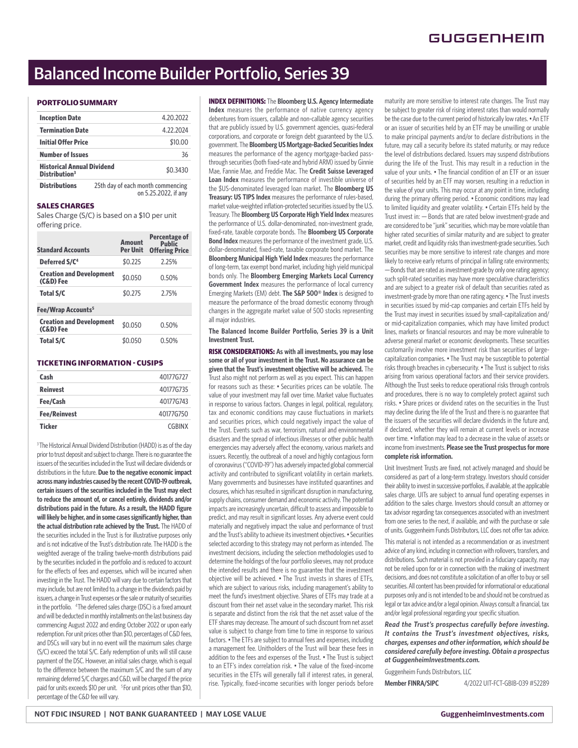GUGGENHEIM

# Balanced Income Builder Portfolio, Series 39

## PORTFOLIO SUMMARY

| | |
|---|---|
| **Inception Date** | 4.20.2022 |
| **Termination Date** | 4.22.2024 |
| **Initial Offer Price** | $10.00 |
| **Number of Issues** | 36 |
| **Historical Annual Dividend Distribution**[3] | $0.3430 |
| **Distributions** | 25th day of each month commencing on 5.25.2022, if any |

## SALES CHARGES

Sales Charge (S/C) is based on a $10 per unit offering price.

| Standard Accounts | Amount Per Unit | Percentage of Public Offering Price |
|---|---|---|
| **Deferred S/C**[4] | $0.225 | 2.25% |
| **Creation and Development (C&D) Fee** | $0.050 | 0.50% |
| **Total S/C** | $0.275 | 2.75% |
| **Fee/Wrap Accounts**[5] | | |
| **Creation and Development (C&D) Fee** | $0.050 | 0.50% |
| **Total S/C** | $0.050 | 0.50% |

## TICKETING INFORMATION - CUSIPS

| | |
|---|---|
| **Cash** | 40177G727 |
| **Reinvest** | 40177G735 |
| **Fee/Cash** | 40177G743 |
| **Fee/Reinvest** | 40177G750 |
| **Ticker** | CGBINX |

[3] The Historical Annual Dividend Distribution (HADD) is as of the day prior to trust deposit and subject to change. There is no guarantee the issuers of the securities included in the Trust will declare dividends or distributions in the future. **Due to the negative economic impact across many industries caused by the recent COVID-19 outbreak, certain issuers of the securities included in the Trust may elect to reduce the amount of, or cancel entirely, dividends and/or distributions paid in the future. As a result, the HADD figure will likely be higher, and in some cases significantly higher, than the actual distribution rate achieved by the Trust.** The HADD of the securities included in the Trust is for illustrative purposes only and is not indicative of the Trust's distribution rate. The HADD is the weighted average of the trailing twelve-month distributions paid by the securities included in the portfolio and is reduced to account for the effects of fees and expenses, which will be incurred when investing in the Trust. The HADD will vary due to certain factors that may include, but are not limited to, a change in the dividends paid by issuers, a change in Trust expenses or the sale or maturity of securities in the portfolio. [4] The deferred sales charge (DSC) is a fixed amount and will be deducted in monthly installments on the last business day commencing August 2022 and ending October 2022 or upon early redemption. For unit prices other than $10, percentages of C&D fees, and DSCs will vary but in no event will the maximum sales charge (S/C) exceed the total S/C. Early redemption of units will still cause payment of the DSC. However, an initial sales charge, which is equal to the difference between the maximum S/C and the sum of any remaining deferred S/C charges and C&D, will be charged if the price paid for units exceeds $10 per unit. [5] For unit prices other than $10, percentage of the C&D fee will vary.

**INDEX DEFINITIONS:** The **Bloomberg U.S. Agency Intermediate Index** measures the performance of native currency agency debentures from issuers, callable and non-callable agency securities that are publicly issued by U.S. government agencies, quasi-federal corporations, and corporate or foreign debt guaranteed by the U.S. government. The **Bloomberg US Mortgage-Backed Securities Index** measures the performance of the agency mortgage-backed pass-through securities (both fixed-rate and hybrid ARM) issued by Ginnie Mae, Fannie Mae, and Freddie Mac. The **Credit Suisse Leveraged Loan Index** measures the performance of investible universe of the $US-denominated leveraged loan market. The **Bloomberg US Treasury: US TIPS Index** measures the performance of rules-based, market value-weighted inflation-protected securities issued by the U.S. Treasury. The **Bloomberg US Corporate High Yield Index** measures the performance of U.S. dollar-denominated, non-investment grade, fixed-rate, taxable corporate bonds. The **Bloomberg US Corporate Bond Index** measures the performance of the investment grade, U.S. dollar-denominated, fixed-rate, taxable corporate bond market. The **Bloomberg Municipal High Yield Index** measures the performance of long-term, tax exempt bond market, including high yield municipal bonds only. The **Bloomberg Emerging Markets Local Currency Government Index** measures the performance of local currency Emerging Markets (EM) debt. **The S&P 500® Index** is designed to measure the performance of the broad domestic economy through changes in the aggregate market value of 500 stocks representing all major industries.

**The Balanced Income Builder Portfolio, Series 39 is a Unit Investment Trust.**

**RISK CONSIDERATIONS: As with all investments, you may lose some or all of your investment in the Trust. No assurance can be given that the Trust's investment objective will be achieved.** The Trust also might not perform as well as you expect. This can happen for reasons such as these: • Securities prices can be volatile. The value of your investment may fall over time. Market value fluctuates in response to various factors. Changes in legal, political, regulatory, tax and economic conditions may cause fluctuations in markets and securities prices, which could negatively impact the value of the Trust. Events such as war, terrorism, natural and environmental disasters and the spread of infectious illnesses or other public health emergencies may adversely affect the economy, various markets and issuers. Recently, the outbreak of a novel and highly contagious form of coronavirus ("COVID-19") has adversely impacted global commercial activity and contributed to significant volatility in certain markets. Many governments and businesses have instituted quarantines and closures, which has resulted in significant disruption in manufacturing, supply chains, consumer demand and economic activity. The potential impacts are increasingly uncertain, difficult to assess and impossible to predict, and may result in significant losses. Any adverse event could materially and negatively impact the value and performance of trust and the Trust's ability to achieve its investment objectives. • Securities selected according to this strategy may not perform as intended. The investment decisions, including the selection methodologies used to determine the holdings of the four portfolio sleeves, may not produce the intended results and there is no guarantee that the investment objective will be achieved. • The Trust invests in shares of ETFs, which are subject to various risks, including management's ability to meet the fund's investment objective. Shares of ETFs may trade at a discount from their net asset value in the secondary market. This risk is separate and distinct from the risk that the net asset value of the ETF shares may decrease. The amount of such discount from net asset value is subject to change from time to time in response to various factors. • The ETFs are subject to annual fees and expenses, including a management fee. Unitholders of the Trust will bear these fees in addition to the fees and expenses of the Trust. • The Trust is subject to an ETF's index correlation risk. • The value of the fixed-income securities in the ETFs will generally fall if interest rates, in general, rise. Typically, fixed-income securities with longer periods before maturity are more sensitive to interest rate changes. The Trust may be subject to greater risk of rising interest rates than would normally be the case due to the current period of historically low rates. • An ETF or an issuer of securities held by an ETF may be unwilling or unable to make principal payments and/or to declare distributions in the future, may call a security before its stated maturity, or may reduce the level of distributions declared. Issuers may suspend distributions during the life of the Trust. This may result in a reduction in the value of your units. • The financial condition of an ETF or an issuer of securities held by an ETF may worsen, resulting in a reduction in the value of your units. This may occur at any point in time, including during the primary offering period. • Economic conditions may lead to limited liquidity and greater volatility. • Certain ETFs held by the Trust invest in: — Bonds that are rated below investment-grade and are considered to be "junk" securities, which may be more volatile than higher rated securities of similar maturity and are subject to greater market, credit and liquidity risks than investment-grade securities. Such securities may be more sensitive to interest rate changes and more likely to receive early returns of principal in falling rate environments; — Bonds that are rated as investment-grade by only one rating agency; such split-rated securities may have more speculative characteristics and are subject to a greater risk of default than securities rated as investment-grade by more than one rating agency. • The Trust invests in securities issued by mid-cap companies and certain ETFs held by the Trust may invest in securities issued by small-capitalization and/or mid-capitalization companies, which may have limited product lines, markets or financial resources and may be more vulnerable to adverse general market or economic developments. These securities customarily involve more investment risk than securities of large-capitalization companies. • The Trust may be susceptible to potential risks through breaches in cybersecurity. • The Trust is subject to risks arising from various operational factors and their service providers. Although the Trust seeks to reduce operational risks through controls and procedures, there is no way to completely protect against such risks. • Share prices or dividend rates on the securities in the Trust may decline during the life of the Trust and there is no guarantee that the issuers of the securities will declare dividends in the future and, if declared, whether they will remain at current levels or increase over time. • Inflation may lead to a decrease in the value of assets or income from investments. **Please see the Trust prospectus for more complete risk information.**

Unit Investment Trusts are fixed, not actively managed and should be considered as part of a long-term strategy. Investors should consider their ability to invest in successive portfolios, if available, at the applicable sales charge. UITs are subject to annual fund operating expenses in addition to the sales charge. Investors should consult an attorney or tax advisor regarding tax consequences associated with an investment from one series to the next, if available, and with the purchase or sale of units. Guggenheim Funds Distributors, LLC does not offer tax advice.

This material is not intended as a recommendation or as investment advice of any kind, including in connection with rollovers, transfers, and distributions. Such material is not provided in a fiduciary capacity, may not be relied upon for or in connection with the making of investment decisions, and does not constitute a solicitation of an offer to buy or sell securities. All content has been provided for informational or educational purposes only and is not intended to be and should not be construed as legal or tax advice and/or a legal opinion. Always consult a financial, tax and/or legal professional regarding your specific situation.

***Read the Trust's prospectus carefully before investing. It contains the Trust's investment objectives, risks, charges, expenses and other information, which should be considered carefully before investing. Obtain a prospectus at GuggenheimInvestments.com.***

Guggenheim Funds Distributors, LLC

**Member FINRA/SIPC** 4/2022 UIT-FCT-GBIB-039 #52289

**NOT FDIC INSURED | NOT BANK GUARANTEED | MAY LOSE VALUE**

**GuggenheimInvestments.com**